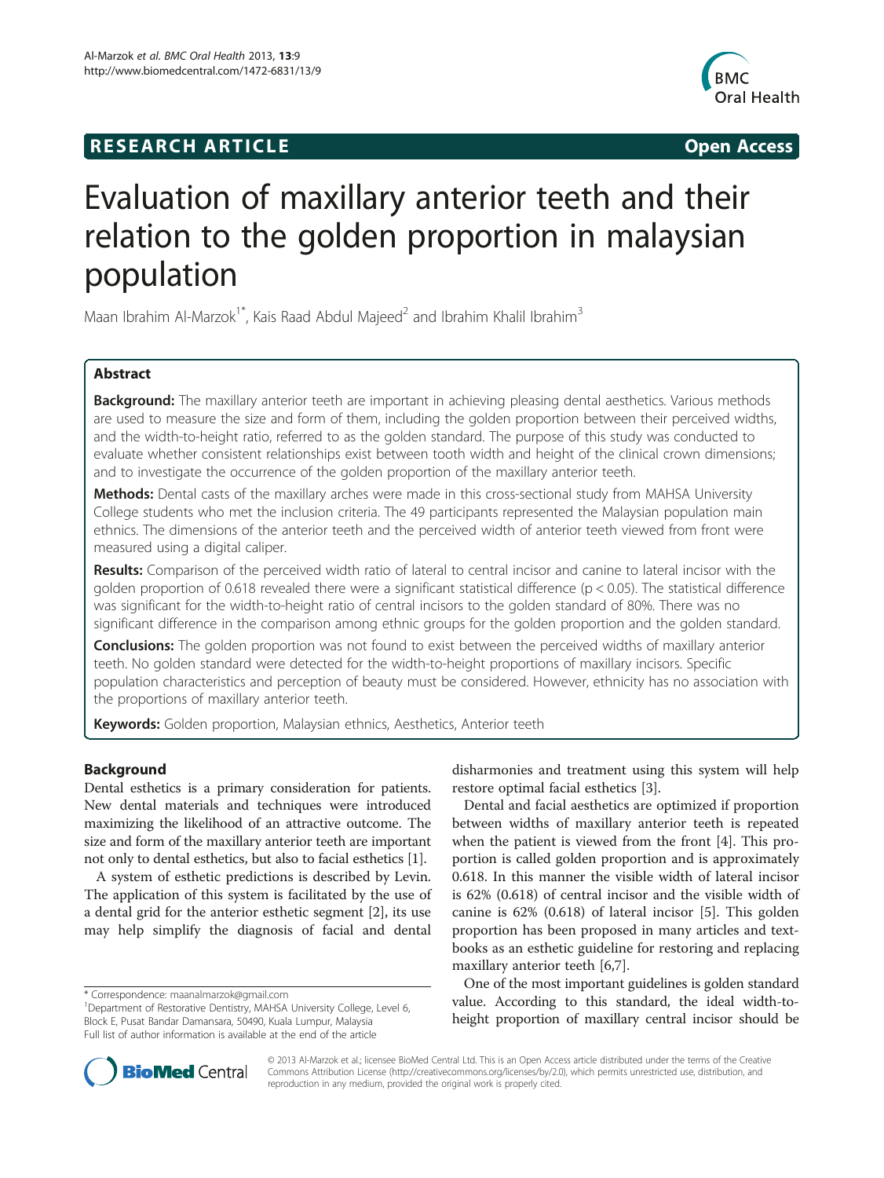RESEARCH ARTICLE Open Access

# Evaluation of maxillary anterior teeth and their relation to the golden proportion in malaysian population

Maan Ibrahim Al-Marzok[1*], Kais Raad Abdul Majeed[2] and Ibrahim Khalil Ibrahim[3]

## Abstract

**Background:** The maxillary anterior teeth are important in achieving pleasing dental aesthetics. Various methods are used to measure the size and form of them, including the golden proportion between their perceived widths, and the width-to-height ratio, referred to as the golden standard. The purpose of this study was conducted to evaluate whether consistent relationships exist between tooth width and height of the clinical crown dimensions; and to investigate the occurrence of the golden proportion of the maxillary anterior teeth.

**Methods:** Dental casts of the maxillary arches were made in this cross-sectional study from MAHSA University College students who met the inclusion criteria. The 49 participants represented the Malaysian population main ethnics. The dimensions of the anterior teeth and the perceived width of anterior teeth viewed from front were measured using a digital caliper.

**Results:** Comparison of the perceived width ratio of lateral to central incisor and canine to lateral incisor with the golden proportion of 0.618 revealed there were a significant statistical difference ($p < 0.05$). The statistical difference was significant for the width-to-height ratio of central incisors to the golden standard of 80%. There was no significant difference in the comparison among ethnic groups for the golden proportion and the golden standard.

**Conclusions:** The golden proportion was not found to exist between the perceived widths of maxillary anterior teeth. No golden standard were detected for the width-to-height proportions of maxillary incisors. Specific population characteristics and perception of beauty must be considered. However, ethnicity has no association with the proportions of maxillary anterior teeth.

**Keywords:** Golden proportion, Malaysian ethnics, Aesthetics, Anterior teeth

## Background

Dental esthetics is a primary consideration for patients. New dental materials and techniques were introduced maximizing the likelihood of an attractive outcome. The size and form of the maxillary anterior teeth are important not only to dental esthetics, but also to facial esthetics [1].

A system of esthetic predictions is described by Levin. The application of this system is facilitated by the use of a dental grid for the anterior esthetic segment [2], its use may help simplify the diagnosis of facial and dental disharmonies and treatment using this system will help restore optimal facial esthetics [3].

Dental and facial aesthetics are optimized if proportion between widths of maxillary anterior teeth is repeated when the patient is viewed from the front [4]. This proportion is called golden proportion and is approximately 0.618. In this manner the visible width of lateral incisor is 62% (0.618) of central incisor and the visible width of canine is 62% (0.618) of lateral incisor [5]. This golden proportion has been proposed in many articles and textbooks as an esthetic guideline for restoring and replacing maxillary anterior teeth [6,7].

One of the most important guidelines is golden standard value. According to this standard, the ideal width-to-height proportion of maxillary central incisor should be

* Correspondence: maanalmarzok@gmail.com
[1]Department of Restorative Dentistry, MAHSA University College, Level 6, Block E, Pusat Bandar Damansara, 50490, Kuala Lumpur, Malaysia
Full list of author information is available at the end of the article

© 2013 Al-Marzok et al.; licensee BioMed Central Ltd. This is an Open Access article distributed under the terms of the Creative Commons Attribution License (http://creativecommons.org/licenses/by/2.0), which permits unrestricted use, distribution, and reproduction in any medium, provided the original work is properly cited.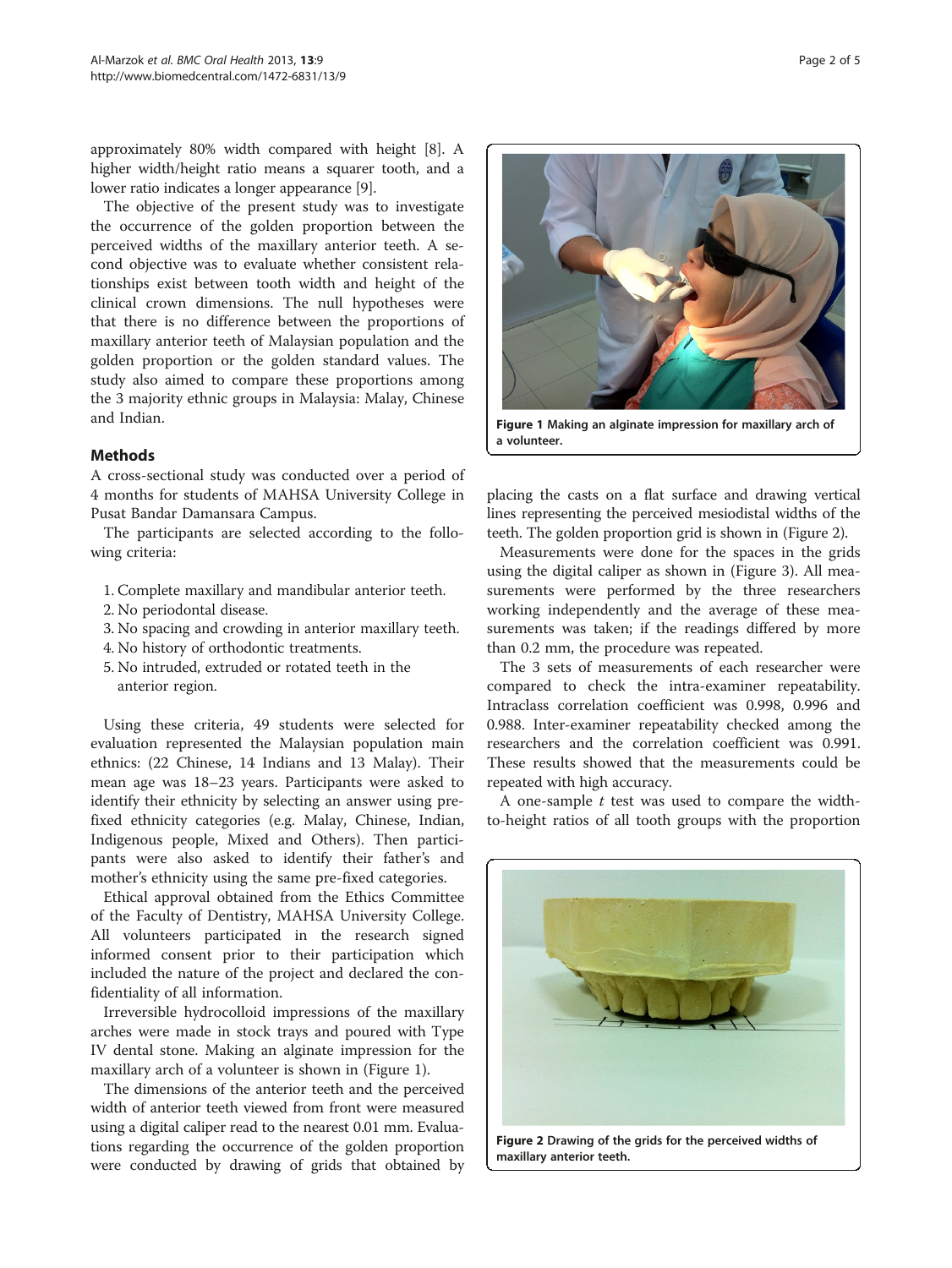approximately 80% width compared with height [8]. A higher width/height ratio means a squarer tooth, and a lower ratio indicates a longer appearance [9].

The objective of the present study was to investigate the occurrence of the golden proportion between the perceived widths of the maxillary anterior teeth. A second objective was to evaluate whether consistent relationships exist between tooth width and height of the clinical crown dimensions. The null hypotheses were that there is no difference between the proportions of maxillary anterior teeth of Malaysian population and the golden proportion or the golden standard values. The study also aimed to compare these proportions among the 3 majority ethnic groups in Malaysia: Malay, Chinese and Indian.

## Methods

A cross-sectional study was conducted over a period of 4 months for students of MAHSA University College in Pusat Bandar Damansara Campus.

The participants are selected according to the following criteria:

1. Complete maxillary and mandibular anterior teeth.
2. No periodontal disease.
3. No spacing and crowding in anterior maxillary teeth.
4. No history of orthodontic treatments.
5. No intruded, extruded or rotated teeth in the anterior region.

Using these criteria, 49 students were selected for evaluation represented the Malaysian population main ethnics: (22 Chinese, 14 Indians and 13 Malay). Their mean age was 18–23 years. Participants were asked to identify their ethnicity by selecting an answer using prefixed ethnicity categories (e.g. Malay, Chinese, Indian, Indigenous people, Mixed and Others). Then participants were also asked to identify their father's and mother's ethnicity using the same pre-fixed categories.

Ethical approval obtained from the Ethics Committee of the Faculty of Dentistry, MAHSA University College. All volunteers participated in the research signed informed consent prior to their participation which included the nature of the project and declared the confidentiality of all information.

Irreversible hydrocolloid impressions of the maxillary arches were made in stock trays and poured with Type IV dental stone. Making an alginate impression for the maxillary arch of a volunteer is shown in (Figure 1).

The dimensions of the anterior teeth and the perceived width of anterior teeth viewed from front were measured using a digital caliper read to the nearest 0.01 mm. Evaluations regarding the occurrence of the golden proportion were conducted by drawing of grids that obtained by placing the casts on a flat surface and drawing vertical lines representing the perceived mesiodistal widths of the teeth. The golden proportion grid is shown in (Figure 2).

**Figure 1** Making an alginate impression for maxillary arch of a volunteer.

Measurements were done for the spaces in the grids using the digital caliper as shown in (Figure 3). All measurements were performed by the three researchers working independently and the average of these measurements was taken; if the readings differed by more than 0.2 mm, the procedure was repeated.

The 3 sets of measurements of each researcher were compared to check the intra-examiner repeatability. Intraclass correlation coefficient was 0.998, 0.996 and 0.988. Inter-examiner repeatability checked among the researchers and the correlation coefficient was 0.991. These results showed that the measurements could be repeated with high accuracy.

A one-sample *t* test was used to compare the width-to-height ratios of all tooth groups with the proportion

**Figure 2** Drawing of the grids for the perceived widths of maxillary anterior teeth.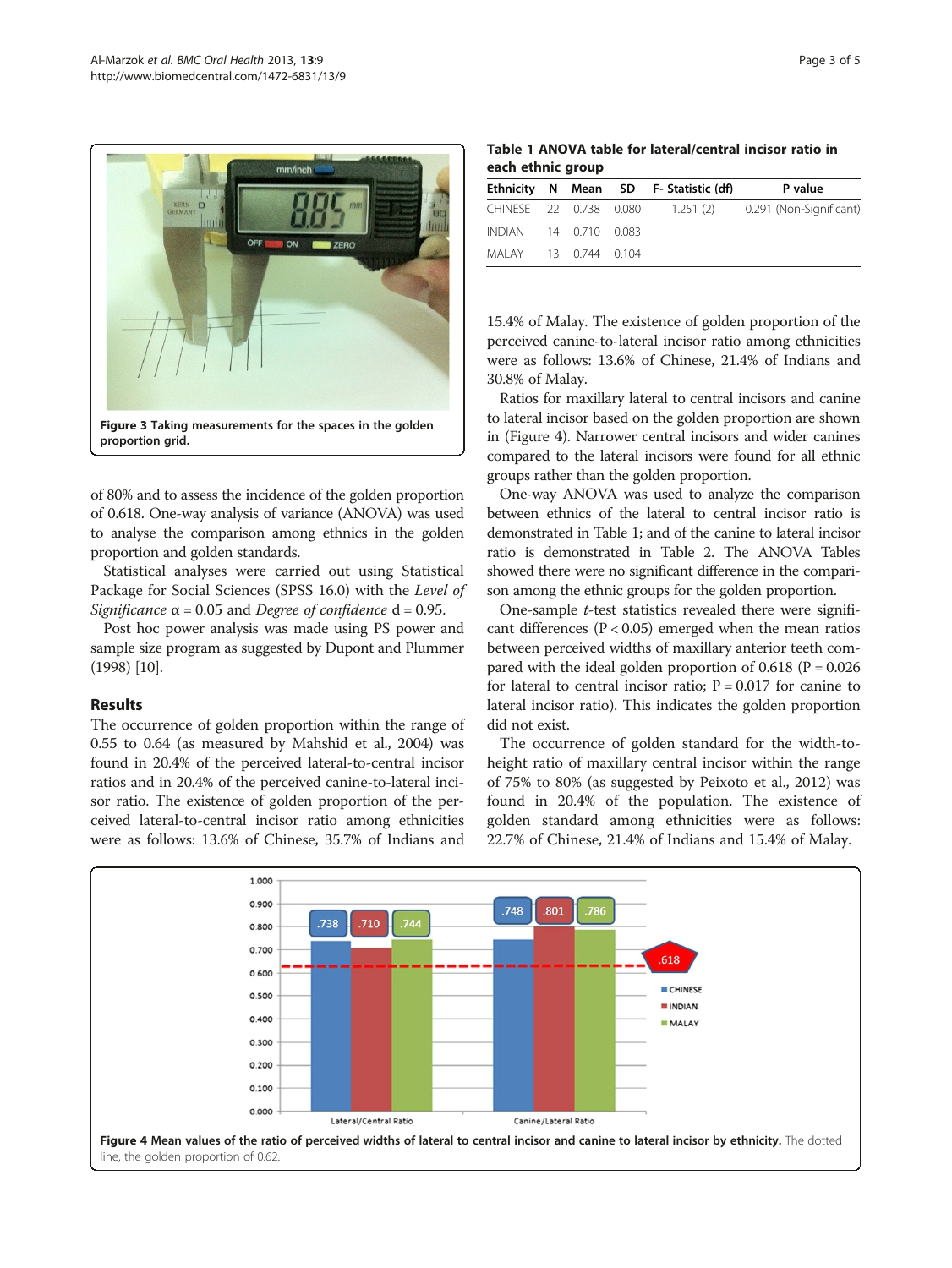Figure 3 Taking measurements for the spaces in the golden proportion grid.

of 80% and to assess the incidence of the golden proportion of 0.618. One-way analysis of variance (ANOVA) was used to analyse the comparison among ethnics in the golden proportion and golden standards.

Statistical analyses were carried out using Statistical Package for Social Sciences (SPSS 16.0) with the *Level of Significance* α = 0.05 and *Degree of confidence* d = 0.95.

Post hoc power analysis was made using PS power and sample size program as suggested by Dupont and Plummer (1998) [10].

## Results

The occurrence of golden proportion within the range of 0.55 to 0.64 (as measured by Mahshid et al., 2004) was found in 20.4% of the perceived lateral-to-central incisor ratios and in 20.4% of the perceived canine-to-lateral incisor ratio. The existence of golden proportion of the perceived lateral-to-central incisor ratio among ethnicities were as follows: 13.6% of Chinese, 35.7% of Indians and 15.4% of Malay. The existence of golden proportion of the perceived canine-to-lateral incisor ratio among ethnicities were as follows: 13.6% of Chinese, 21.4% of Indians and 30.8% of Malay.

**Table 1 ANOVA table for lateral/central incisor ratio in each ethnic group**

| Ethnicity | N | Mean | SD | F- Statistic (df) | P value |
|---|---|---|---|---|---|
| CHINESE | 22 | 0.738 | 0.080 | 1.251 (2) | 0.291 (Non-Significant) |
| INDIAN | 14 | 0.710 | 0.083 | | |
| MALAY | 13 | 0.744 | 0.104 | | |

Ratios for maxillary lateral to central incisors and canine to lateral incisor based on the golden proportion are shown in (Figure 4). Narrower central incisors and wider canines compared to the lateral incisors were found for all ethnic groups rather than the golden proportion.

One-way ANOVA was used to analyze the comparison between ethnics of the lateral to central incisor ratio is demonstrated in Table 1; and of the canine to lateral incisor ratio is demonstrated in Table 2. The ANOVA Tables showed there were no significant difference in the comparison among the ethnic groups for the golden proportion.

One-sample *t*-test statistics revealed there were significant differences ($P < 0.05$) emerged when the mean ratios between perceived widths of maxillary anterior teeth compared with the ideal golden proportion of 0.618 ($P = 0.026$ for lateral to central incisor ratio; $P = 0.017$ for canine to lateral incisor ratio). This indicates the golden proportion did not exist.

The occurrence of golden standard for the width-to-height ratio of maxillary central incisor within the range of 75% to 80% (as suggested by Peixoto et al., 2012) was found in 20.4% of the population. The existence of golden standard among ethnicities were as follows: 22.7% of Chinese, 21.4% of Indians and 15.4% of Malay.

**Figure 4 Mean values of the ratio of perceived widths of lateral to central incisor and canine to lateral incisor by ethnicity.** The dotted line, the golden proportion of 0.62.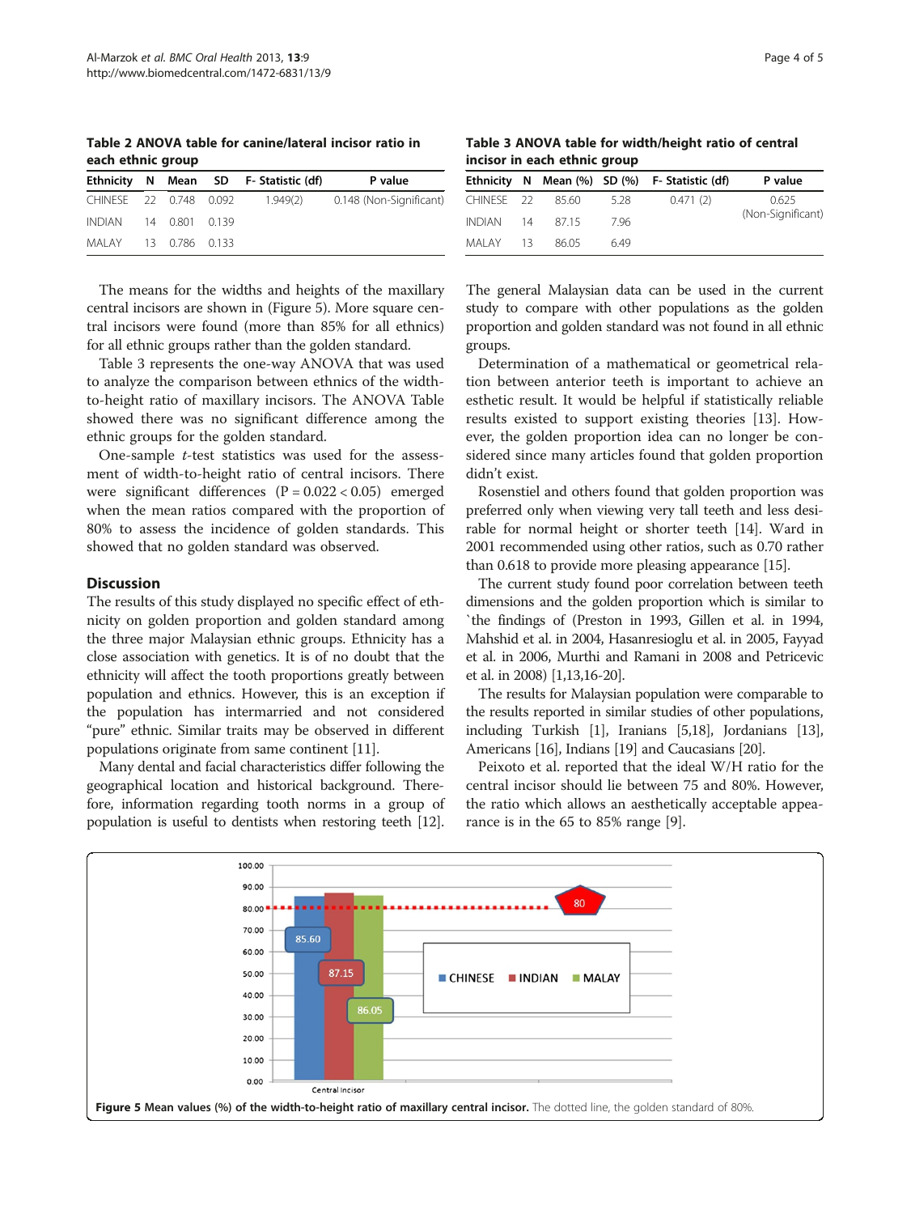**Table 2 ANOVA table for canine/lateral incisor ratio in each ethnic group**

| Ethnicity | N | Mean | SD | F- Statistic (df) | P value |
|---|---|---|---|---|---|
| CHINESE | 22 | 0.748 | 0.092 | 1.949(2) | 0.148 (Non-Significant) |
| INDIAN | 14 | 0.801 | 0.139 | | |
| MALAY | 13 | 0.786 | 0.133 | | |

**Table 3 ANOVA table for width/height ratio of central incisor in each ethnic group**

| Ethnicity | N | Mean (%) | SD (%) | F- Statistic (df) | P value |
|---|---|---|---|---|---|
| CHINESE | 22 | 85.60 | 5.28 | 0.471 (2) | 0.625 (Non-Significant) |
| INDIAN | 14 | 87.15 | 7.96 | | |
| MALAY | 13 | 86.05 | 6.49 | | |

The means for the widths and heights of the maxillary central incisors are shown in (Figure 5). More square central incisors were found (more than 85% for all ethnics) for all ethnic groups rather than the golden standard.

Table 3 represents the one-way ANOVA that was used to analyze the comparison between ethnics of the width-to-height ratio of maxillary incisors. The ANOVA Table showed there was no significant difference among the ethnic groups for the golden standard.

One-sample *t*-test statistics was used for the assessment of width-to-height ratio of central incisors. There were significant differences ($P = 0.022 < 0.05$) emerged when the mean ratios compared with the proportion of 80% to assess the incidence of golden standards. This showed that no golden standard was observed.

## Discussion

The results of this study displayed no specific effect of ethnicity on golden proportion and golden standard among the three major Malaysian ethnic groups. Ethnicity has a close association with genetics. It is of no doubt that the ethnicity will affect the tooth proportions greatly between population and ethnics. However, this is an exception if the population has intermarried and not considered "pure" ethnic. Similar traits may be observed in different populations originate from same continent [11].

Many dental and facial characteristics differ following the geographical location and historical background. Therefore, information regarding tooth norms in a group of population is useful to dentists when restoring teeth [12]. The general Malaysian data can be used in the current study to compare with other populations as the golden proportion and golden standard was not found in all ethnic groups.

Determination of a mathematical or geometrical relation between anterior teeth is important to achieve an esthetic result. It would be helpful if statistically reliable results existed to support existing theories [13]. However, the golden proportion idea can no longer be considered since many articles found that golden proportion didn't exist.

Rosenstiel and others found that golden proportion was preferred only when viewing very tall teeth and less desirable for normal height or shorter teeth [14]. Ward in 2001 recommended using other ratios, such as 0.70 rather than 0.618 to provide more pleasing appearance [15].

The current study found poor correlation between teeth dimensions and the golden proportion which is similar to `the findings of (Preston in 1993, Gillen et al. in 1994, Mahshid et al. in 2004, Hasanresioglu et al. in 2005, Fayyad et al. in 2006, Murthi and Ramani in 2008 and Petricevic et al. in 2008) [1,13,16-20].

The results for Malaysian population were comparable to the results reported in similar studies of other populations, including Turkish [1], Iranians [5,18], Jordanians [13], Americans [16], Indians [19] and Caucasians [20].

Peixoto et al. reported that the ideal W/H ratio for the central incisor should lie between 75 and 80%. However, the ratio which allows an aesthetically acceptable appearance is in the 65 to 85% range [9].

**Figure 5 Mean values (%) of the width-to-height ratio of maxillary central incisor.** The dotted line, the golden standard of 80%.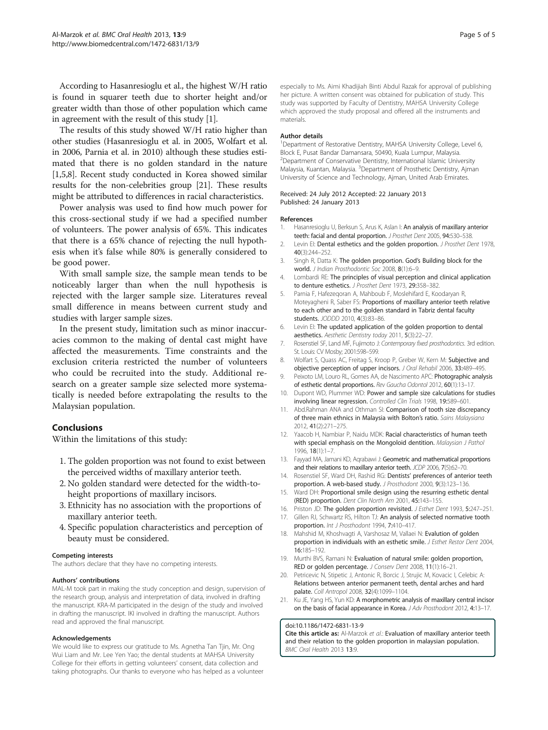According to Hasanresioglu et al., the highest W/H ratio is found in squarer teeth due to shorter height and/or greater width than those of other population which came in agreement with the result of this study [1].

The results of this study showed W/H ratio higher than other studies (Hasanresioglu et al. in 2005, Wolfart et al. in 2006, Parnia et al. in 2010) although these studies estimated that there is no golden standard in the nature [1,5,8]. Recent study conducted in Korea showed similar results for the non-celebrities group [21]. These results might be attributed to differences in racial characteristics.

Power analysis was used to find how much power for this cross-sectional study if we had a specified number of volunteers. The power analysis of 65%. This indicates that there is a 65% chance of rejecting the null hypothesis when it's false while 80% is generally considered to be good power.

With small sample size, the sample mean tends to be noticeably larger than when the null hypothesis is rejected with the larger sample size. Literatures reveal small difference in means between current study and studies with larger sample sizes.

In the present study, limitation such as minor inaccuracies common to the making of dental cast might have affected the measurements. Time constraints and the exclusion criteria restricted the number of volunteers who could be recruited into the study. Additional research on a greater sample size selected more systematically is needed before extrapolating the results to the Malaysian population.

## Conclusions

Within the limitations of this study:

1. The golden proportion was not found to exist between the perceived widths of maxillary anterior teeth.
2. No golden standard were detected for the width-to-height proportions of maxillary incisors.
3. Ethnicity has no association with the proportions of maxillary anterior teeth.
4. Specific population characteristics and perception of beauty must be considered.

#### Competing interests

The authors declare that they have no competing interests.

#### Authors' contributions

MAL-M took part in making the study conception and design, supervision of the research group, analysis and interpretation of data, involved in drafting the manuscript. KRA-M participated in the design of the study and involved in drafting the manuscript. IKI involved in drafting the manuscript. Authors read and approved the final manuscript.

#### Acknowledgements

We would like to express our gratitude to Ms. Agnetha Tan Tjin, Mr. Ong Wui Liam and Mr. Lee Yen Yao; the dental students at MAHSA University College for their efforts in getting volunteers' consent, data collection and taking photographs. Our thanks to everyone who has helped as a volunteer especially to Ms. Aimi Khadijiah Binti Abdul Razak for approval of publishing her picture. A written consent was obtained for publication of study. This study was supported by Faculty of Dentistry, MAHSA University College which approved the study proposal and offered all the instruments and materials.

#### Author details

[1]Department of Restorative Dentistry, MAHSA University College, Level 6, Block E, Pusat Bandar Damansara, 50490, Kuala Lumpur, Malaysia. [2]Department of Conservative Dentistry, International Islamic University Malaysia, Kuantan, Malaysia. [3]Department of Prosthetic Dentistry, Ajman University of Science and Technology, Ajman, United Arab Emirates.

Received: 24 July 2012 Accepted: 22 January 2013
Published: 24 January 2013

#### References

1. Hasanresioglu U, Berksun S, Arus K, Aslan I: **An analysis of maxillary anterior teeth: facial and dental proportion.** *J Prosthet Dent* 2005, **94**:530–538.
2. Levin EI: **Dental esthetics and the golden proportion.** *J Prosthet Dent* 1978, **40**(3):244–252.
3. Singh R, Datta K: **The golden proportion. God's Building block for the world.** *J Indian Prosthodontic Soc* 2008, **8**(1):6–9.
4. Lombardi RE: **The principles of visual perception and clinical application to denture esthetics.** *J Prosthet Dent* 1973, **29**:358–382.
5. Parnia F, Hafezeqoran A, Mahboub F, Moslehifard E, Koodaryan R, Moteyagheni R, Saber FS: **Proportions of maxillary anterior teeth relative to each other and to the golden standard in Tabriz dental faculty students.** *JODDD* 2010, **4**(3):83–86.
6. Levin EI: **The updated application of the golden proportion to dental aesthetics.** *Aesthetic Dentistry today* 2011, **5**(3):22–27.
7. Rosenstiel SF, Land MF, Fujimoto J: *Contemporary fixed prosthodontics.* 3rd edition. St. Louis: CV Mosby; 2001:598–599.
8. Wolfart S, Quass AC, Freitag S, Kroop P, Greber W, Kern M: **Subjective and objective perception of upper incisors.** *J Oral Rehabil* 2006, **33**:489–495.
9. Peixoto LM, Louro RL, Gomes AA, de Nascimento APC: **Photographic analysis of esthetic dental proportions.** *Rev Gaucha Odontol* 2012, **60**(1):13–17.
10. Dupont WD, Plummer WD: **Power and sample size calculations for studies involving linear regression.** *Controlled Clin Trials* 1998, **19**:589–601.
11. Abd.Rahman ANA and Othman SI: **Comparison of tooth size discrepancy of three main ethnics in Malaysia with Bolton's ratio.** *Sains Malaysiana* 2012, **41**(2):271–275.
12. Yaacob H, Nambiar P, Naidu MDK: **Racial characteristics of human teeth with special emphasis on the Mongoloid dentition.** *Malaysian J Pathol* 1996, **18**(1):1–7.
13. Fayyad MA, Jamani KD, Aqrabawi J: **Geometric and mathematical proportions and their relations to maxillary anterior teeth.** *JCDP* 2006, **7**(5):62–70.
14. Rosenstiel SF, Ward DH, Rashid RG: **Dentists' preferences of anterior teeth proportion. A web-based study.** *J Prosthodont* 2000, **9**(3):123–136.
15. Ward DH: **Proportional smile design using the resurring esthetic dental (RED) proportion.** *Dent Clin North Am* 2001, **45**:143–155.
16. Priston JD: **The golden proportion revisited.** *J Esthet Dent* 1993, **5**:247–251.
17. Gillen RJ, Schwartz RS, Hilton TJ: **An analysis of selected normative tooth proportion.** *Int J Prosthodont* 1994, **7**:410–417.
18. Mahshid M, Khoshvagti A, Varshosaz M, Vallaei N: **Evalution of golden proportion in individuals with an esthetic smile.** *J Esthet Restor Dent* 2004, **16**:185–192.
19. Murthi BVS, Ramani N: **Evaluation of natural smile: golden proportion, RED or golden percentage.** *J Conserv Dent* 2008, **11**(1):16–21.
20. Petricevic N, Stipetic J, Antonic R, Borcic J, Strujic M, Kovacic I, Celebic A: **Relations between anterior permanent teeth, dental arches and hard palate.** *Coll Antropol* 2008, **32**(4):1099–1104.
21. Ku JE, Yang HS, Yun KD: **A morphometric analysis of maxillary central incisor on the basis of facial appearance in Korea.** *J Adv Prosthodont* 2012, **4**:13–17.

doi:10.1186/1472-6831-13-9

**Cite this article as:** Al-Marzok *et al.*: Evaluation of maxillary anterior teeth and their relation to the golden proportion in malaysian population. *BMC Oral Health* 2013 **13**:9.